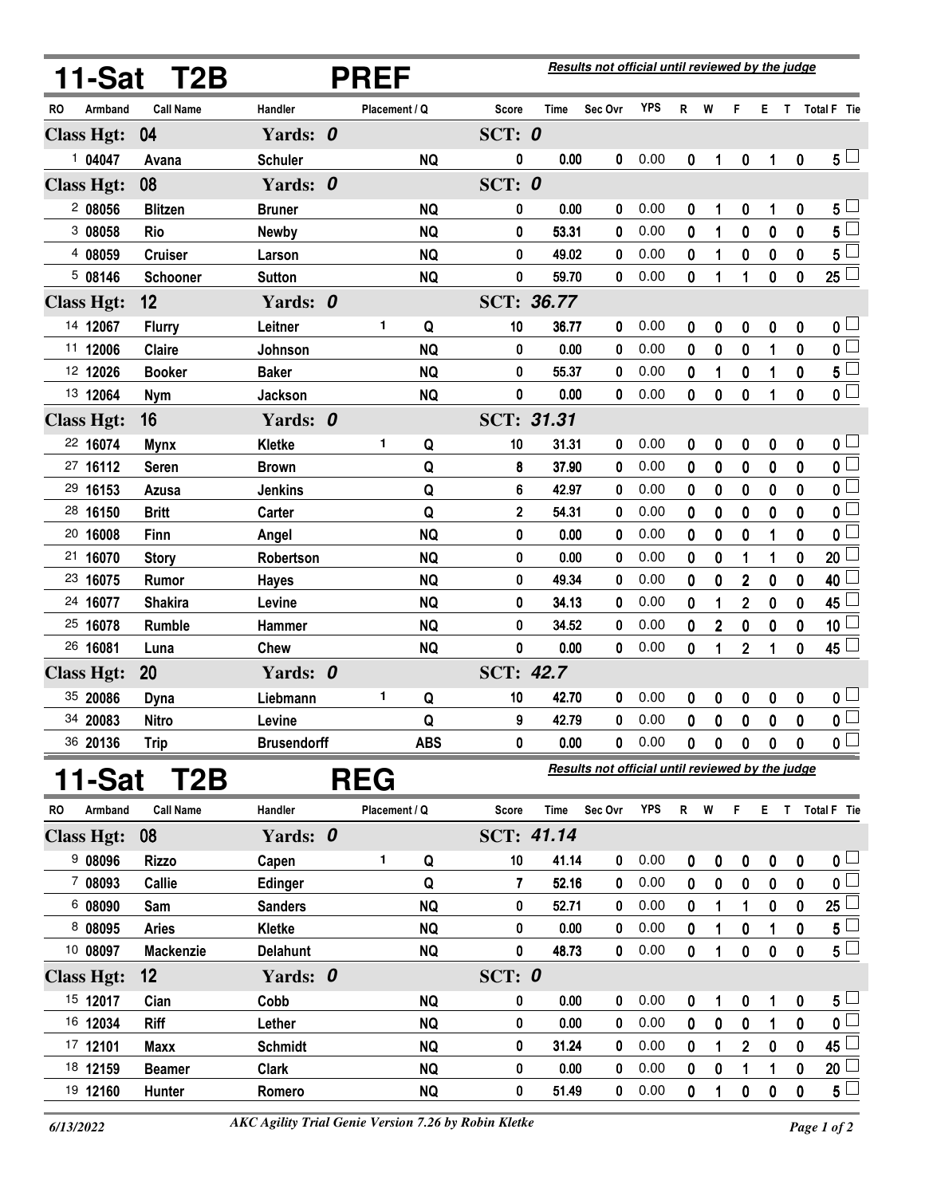# 11-Sat T2B PREF

*Results not official until reviewed by the judge*

| RO | Armband | Call Name | Handler | Placement | Q | Score | Time | Sec Ovr | YPS | R | W | F | E | T | Total F | Tie |
|---|---|---|---|---|---|---|---|---|---|---|---|---|---|---|---|---|
| **Class Hgt: 04** | | | **Yards: 0** | | | **SCT: 0** | | | | | | | | | | |
| 1 | 04047 | Avana | Schuler | | NQ | 0 | 0.00 | 0 | 0.00 | 0 | 1 | 0 | 1 | 0 | 5 | ☐ |
| **Class Hgt: 08** | | | **Yards: 0** | | | **SCT: 0** | | | | | | | | | | |
| 2 | 08056 | Blitzen | Bruner | | NQ | 0 | 0.00 | 0 | 0.00 | 0 | 1 | 0 | 1 | 0 | 5 | ☐ |
| 3 | 08058 | Rio | Newby | | NQ | 0 | 53.31 | 0 | 0.00 | 0 | 1 | 0 | 0 | 0 | 5 | ☐ |
| 4 | 08059 | Cruiser | Larson | | NQ | 0 | 49.02 | 0 | 0.00 | 0 | 1 | 0 | 0 | 0 | 5 | ☐ |
| 5 | 08146 | Schooner | Sutton | | NQ | 0 | 59.70 | 0 | 0.00 | 0 | 1 | 1 | 0 | 0 | 25 | ☐ |
| **Class Hgt: 12** | | | **Yards: 0** | | | **SCT: 36.77** | | | | | | | | | | |
| 14 | 12067 | Flurry | Leitner | 1 | Q | 10 | 36.77 | 0 | 0.00 | 0 | 0 | 0 | 0 | 0 | 0 | ☐ |
| 11 | 12006 | Claire | Johnson | | NQ | 0 | 0.00 | 0 | 0.00 | 0 | 0 | 0 | 1 | 0 | 0 | ☐ |
| 12 | 12026 | Booker | Baker | | NQ | 0 | 55.37 | 0 | 0.00 | 0 | 1 | 0 | 1 | 0 | 5 | ☐ |
| 13 | 12064 | Nym | Jackson | | NQ | 0 | 0.00 | 0 | 0.00 | 0 | 0 | 0 | 1 | 0 | 0 | ☐ |
| **Class Hgt: 16** | | | **Yards: 0** | | | **SCT: 31.31** | | | | | | | | | | |
| 22 | 16074 | Mynx | Kletke | 1 | Q | 10 | 31.31 | 0 | 0.00 | 0 | 0 | 0 | 0 | 0 | 0 | ☐ |
| 27 | 16112 | Seren | Brown | | Q | 8 | 37.90 | 0 | 0.00 | 0 | 0 | 0 | 0 | 0 | 0 | ☐ |
| 29 | 16153 | Azusa | Jenkins | | Q | 6 | 42.97 | 0 | 0.00 | 0 | 0 | 0 | 0 | 0 | 0 | ☐ |
| 28 | 16150 | Britt | Carter | | Q | 2 | 54.31 | 0 | 0.00 | 0 | 0 | 0 | 0 | 0 | 0 | ☐ |
| 20 | 16008 | Finn | Angel | | NQ | 0 | 0.00 | 0 | 0.00 | 0 | 0 | 0 | 1 | 0 | 0 | ☐ |
| 21 | 16070 | Story | Robertson | | NQ | 0 | 0.00 | 0 | 0.00 | 0 | 0 | 1 | 1 | 0 | 20 | ☐ |
| 23 | 16075 | Rumor | Hayes | | NQ | 0 | 49.34 | 0 | 0.00 | 0 | 0 | 2 | 0 | 0 | 40 | ☐ |
| 24 | 16077 | Shakira | Levine | | NQ | 0 | 34.13 | 0 | 0.00 | 0 | 1 | 2 | 0 | 0 | 45 | ☐ |
| 25 | 16078 | Rumble | Hammer | | NQ | 0 | 34.52 | 0 | 0.00 | 0 | 2 | 0 | 0 | 0 | 10 | ☐ |
| 26 | 16081 | Luna | Chew | | NQ | 0 | 0.00 | 0 | 0.00 | 0 | 1 | 2 | 1 | 0 | 45 | ☐ |
| **Class Hgt: 20** | | | **Yards: 0** | | | **SCT: 42.7** | | | | | | | | | | |
| 35 | 20086 | Dyna | Liebmann | 1 | Q | 10 | 42.70 | 0 | 0.00 | 0 | 0 | 0 | 0 | 0 | 0 | ☐ |
| 34 | 20083 | Nitro | Levine | | Q | 9 | 42.79 | 0 | 0.00 | 0 | 0 | 0 | 0 | 0 | 0 | ☐ |
| 36 | 20136 | Trip | Brusendorff | | ABS | 0 | 0.00 | 0 | 0.00 | 0 | 0 | 0 | 0 | 0 | 0 | ☐ |

# 11-Sat T2B REG

*Results not official until reviewed by the judge*

| RO | Armband | Call Name | Handler | Placement | Q | Score | Time | Sec Ovr | YPS | R | W | F | E | T | Total F | Tie |
|---|---|---|---|---|---|---|---|---|---|---|---|---|---|---|---|---|
| **Class Hgt: 08** | | | **Yards: 0** | | | **SCT: 41.14** | | | | | | | | | | |
| 9 | 08096 | Rizzo | Capen | 1 | Q | 10 | 41.14 | 0 | 0.00 | 0 | 0 | 0 | 0 | 0 | 0 | ☐ |
| 7 | 08093 | Callie | Edinger | | Q | 7 | 52.16 | 0 | 0.00 | 0 | 0 | 0 | 0 | 0 | 0 | ☐ |
| 6 | 08090 | Sam | Sanders | | NQ | 0 | 52.71 | 0 | 0.00 | 0 | 1 | 1 | 0 | 0 | 25 | ☐ |
| 8 | 08095 | Aries | Kletke | | NQ | 0 | 0.00 | 0 | 0.00 | 0 | 1 | 0 | 1 | 0 | 5 | ☐ |
| 10 | 08097 | Mackenzie | Delahunt | | NQ | 0 | 48.73 | 0 | 0.00 | 0 | 1 | 0 | 0 | 0 | 5 | ☐ |
| **Class Hgt: 12** | | | **Yards: 0** | | | **SCT: 0** | | | | | | | | | | |
| 15 | 12017 | Cian | Cobb | | NQ | 0 | 0.00 | 0 | 0.00 | 0 | 1 | 0 | 1 | 0 | 5 | ☐ |
| 16 | 12034 | Riff | Lether | | NQ | 0 | 0.00 | 0 | 0.00 | 0 | 0 | 0 | 1 | 0 | 0 | ☐ |
| 17 | 12101 | Maxx | Schmidt | | NQ | 0 | 31.24 | 0 | 0.00 | 0 | 1 | 2 | 0 | 0 | 45 | ☐ |
| 18 | 12159 | Beamer | Clark | | NQ | 0 | 0.00 | 0 | 0.00 | 0 | 0 | 1 | 1 | 0 | 20 | ☐ |
| 19 | 12160 | Hunter | Romero | | NQ | 0 | 51.49 | 0 | 0.00 | 0 | 1 | 0 | 0 | 0 | 5 | ☐ |

*6/13/2022* *AKC Agility Trial Genie Version 7.26 by Robin Kletke*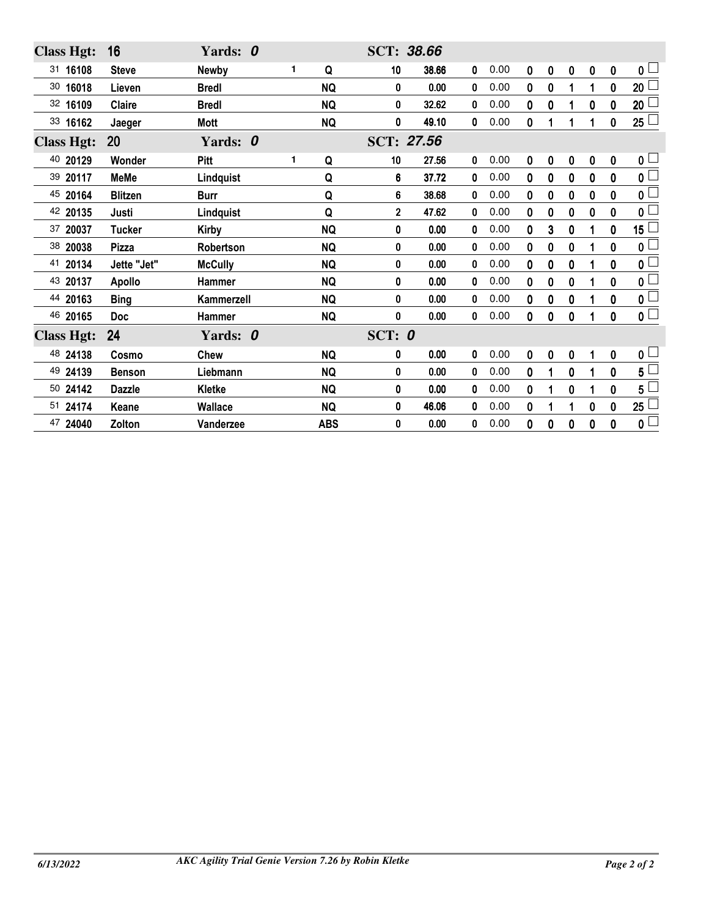| | | | | | | | | | | | | | | | | |
|---|---|---|---|---|---|---|---|---|---|---|---|---|---|---|---|---|
| **Class Hgt: 16** | | **Yards: 0** | | | **SCT: 38.66** | | | | | | | | | | | |
| 31 **16108** | **Steve** | **Newby** | 1 | **Q** | **10** | **38.66** | **0** | 0.00 | **0** | **0** | **0** | **0** | **0** | **0** | ☐ |
| 30 **16018** | **Lieven** | **Bredl** | | **NQ** | **0** | **0.00** | **0** | 0.00 | **0** | **0** | **1** | **1** | **0** | **20** | ☐ |
| 32 **16109** | **Claire** | **Bredl** | | **NQ** | **0** | **32.62** | **0** | 0.00 | **0** | **0** | **1** | **0** | **0** | **20** | ☐ |
| 33 **16162** | **Jaeger** | **Mott** | | **NQ** | **0** | **49.10** | **0** | 0.00 | **0** | **1** | **1** | **1** | **0** | **25** | ☐ |
| **Class Hgt: 20** | | **Yards: 0** | | | **SCT: 27.56** | | | | | | | | | | | |
| 40 **20129** | **Wonder** | **Pitt** | 1 | **Q** | **10** | **27.56** | **0** | 0.00 | **0** | **0** | **0** | **0** | **0** | **0** | ☐ |
| 39 **20117** | **MeMe** | **Lindquist** | | **Q** | **6** | **37.72** | **0** | 0.00 | **0** | **0** | **0** | **0** | **0** | **0** | ☐ |
| 45 **20164** | **Blitzen** | **Burr** | | **Q** | **6** | **38.68** | **0** | 0.00 | **0** | **0** | **0** | **0** | **0** | **0** | ☐ |
| 42 **20135** | **Justi** | **Lindquist** | | **Q** | **2** | **47.62** | **0** | 0.00 | **0** | **0** | **0** | **0** | **0** | **0** | ☐ |
| 37 **20037** | **Tucker** | **Kirby** | | **NQ** | **0** | **0.00** | **0** | 0.00 | **0** | **3** | **0** | **1** | **0** | **15** | ☐ |
| 38 **20038** | **Pizza** | **Robertson** | | **NQ** | **0** | **0.00** | **0** | 0.00 | **0** | **0** | **0** | **1** | **0** | **0** | ☐ |
| 41 **20134** | **Jette "Jet"** | **McCully** | | **NQ** | **0** | **0.00** | **0** | 0.00 | **0** | **0** | **0** | **1** | **0** | **0** | ☐ |
| 43 **20137** | **Apollo** | **Hammer** | | **NQ** | **0** | **0.00** | **0** | 0.00 | **0** | **0** | **0** | **1** | **0** | **0** | ☐ |
| 44 **20163** | **Bing** | **Kammerzell** | | **NQ** | **0** | **0.00** | **0** | 0.00 | **0** | **0** | **0** | **1** | **0** | **0** | ☐ |
| 46 **20165** | **Doc** | **Hammer** | | **NQ** | **0** | **0.00** | **0** | 0.00 | **0** | **0** | **0** | **1** | **0** | **0** | ☐ |
| **Class Hgt: 24** | | **Yards: 0** | | | **SCT: 0** | | | | | | | | | | | |
| 48 **24138** | **Cosmo** | **Chew** | | **NQ** | **0** | **0.00** | **0** | 0.00 | **0** | **0** | **0** | **1** | **0** | **0** | ☐ |
| 49 **24139** | **Benson** | **Liebmann** | | **NQ** | **0** | **0.00** | **0** | 0.00 | **0** | **1** | **0** | **1** | **0** | **5** | ☐ |
| 50 **24142** | **Dazzle** | **Kletke** | | **NQ** | **0** | **0.00** | **0** | 0.00 | **0** | **1** | **0** | **1** | **0** | **5** | ☐ |
| 51 **24174** | **Keane** | **Wallace** | | **NQ** | **0** | **46.06** | **0** | 0.00 | **0** | **1** | **1** | **0** | **0** | **25** | ☐ |
| 47 **24040** | **Zolton** | **Vanderzee** | | **ABS** | **0** | **0.00** | **0** | 0.00 | **0** | **0** | **0** | **0** | **0** | **0** | ☐ |

*6/13/2022* *AKC Agility Trial Genie Version 7.26 by Robin Kletke*